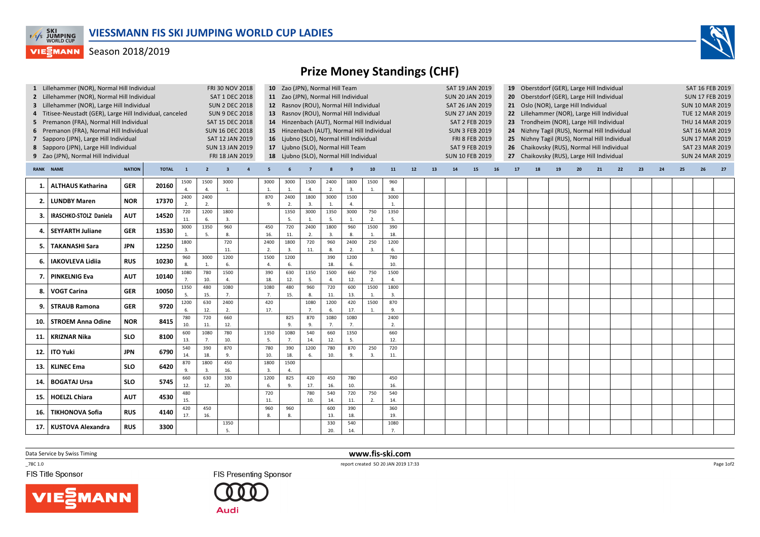# VIESSMANN FIS SKI JUMPING WORLD CUP LADIES

Season 2018/2019

## Prize Money Standings (CHF)

| # | Competition | Date |
|---|---|---|
| 1 | Lillehammer (NOR), Normal Hill Individual | FRI 30 NOV 2018 |
| 2 | Lillehammer (NOR), Normal Hill Individual | SAT 1 DEC 2018 |
| 3 | Lillehammer (NOR), Large Hill Individual | SUN 2 DEC 2018 |
| 4 | Titisee-Neustadt (GER), Large Hill Individual, canceled | SUN 9 DEC 2018 |
| 5 | Premanon (FRA), Normal Hill Individual | SAT 15 DEC 2018 |
| 6 | Premanon (FRA), Normal Hill Individual | SUN 16 DEC 2018 |
| 7 | Sapporo (JPN), Large Hill Individual | SAT 12 JAN 2019 |
| 8 | Sapporo (JPN), Large Hill Individual | SUN 13 JAN 2019 |
| 9 | Zao (JPN), Normal Hill Individual | FRI 18 JAN 2019 |
| 10 | Zao (JPN), Normal Hill Team | SAT 19 JAN 2019 |
| 11 | Zao (JPN), Normal Hill Individual | SUN 20 JAN 2019 |
| 12 | Rasnov (ROU), Normal Hill Individual | SAT 26 JAN 2019 |
| 13 | Rasnov (ROU), Normal Hill Individual | SUN 27 JAN 2019 |
| 14 | Hinzenbach (AUT), Normal Hill Individual | SAT 2 FEB 2019 |
| 15 | Hinzenbach (AUT), Normal Hill Individual | SUN 3 FEB 2019 |
| 16 | Ljubno (SLO), Normal Hill Individual | FRI 8 FEB 2019 |
| 17 | Ljubno (SLO), Normal Hill Team | SAT 9 FEB 2019 |
| 18 | Ljubno (SLO), Normal Hill Individual | SUN 10 FEB 2019 |
| 19 | Oberstdorf (GER), Large Hill Individual | SAT 16 FEB 2019 |
| 20 | Oberstdorf (GER), Large Hill Individual | SUN 17 FEB 2019 |
| 21 | Oslo (NOR), Large Hill Individual | SUN 10 MAR 2019 |
| 22 | Lillehammer (NOR), Large Hill Individual | TUE 12 MAR 2019 |
| 23 | Trondheim (NOR), Large Hill Individual | THU 14 MAR 2019 |
| 24 | Nizhny Tagil (RUS), Normal Hill Individual | SAT 16 MAR 2019 |
| 25 | Nizhny Tagil (RUS), Normal Hill Individual | SUN 17 MAR 2019 |
| 26 | Chaikovsky (RUS), Normal Hill Individual | SAT 23 MAR 2019 |
| 27 | Chaikovsky (RUS), Large Hill Individual | SUN 24 MAR 2019 |

| RANK | NAME | NATION | TOTAL | 1 | 2 | 3 | 4 | 5 | 6 | 7 | 8 | 9 | 10 | 11 | 12 | 13 | 14 | 15 | 16 | 17 | 18 | 19 | 20 | 21 | 22 | 23 | 24 | 25 | 26 | 27 |
|---|---|---|---|---|---|---|---|---|---|---|---|---|---|---|---|---|---|---|---|---|---|---|---|---|---|---|---|---|---|---|
| 1. | ALTHAUS Katharina | GER | 20160 | 1500 4. | 1500 4. | 3000 1. | | 3000 1. | 3000 1. | 1500 4. | 2400 2. | 1800 3. | 1500 1. | 960 8. | | | | | | | | | | | | | | | | |
| 2. | LUNDBY Maren | NOR | 17370 | 2400 2. | 2400 2. | | | 870 9. | 2400 2. | 1800 3. | 3000 1. | 1500 4. | | 3000 1. | | | | | | | | | | | | | | | | |
| 3. | IRASCHKO-STOLZ Daniela | AUT | 14520 | 720 11. | 1200 6. | 1800 3. | | | 1350 5. | 3000 1. | 1350 5. | 3000 1. | 750 2. | 1350 5. | | | | | | | | | | | | | | | | |
| 4. | SEYFARTH Juliane | GER | 13530 | 3000 1. | 1350 5. | 960 8. | | 450 16. | 720 11. | 2400 2. | 1800 3. | 960 8. | 1500 1. | 390 18. | | | | | | | | | | | | | | | | |
| 5. | TAKANASHI Sara | JPN | 12250 | 1800 3. | | 720 11. | | 2400 2. | 1800 3. | 720 11. | 960 8. | 2400 2. | 250 3. | 1200 6. | | | | | | | | | | | | | | | | |
| 6. | IAKOVLEVA Lidiia | RUS | 10230 | 960 8. | 3000 1. | 1200 6. | | 1500 4. | 1200 6. | | 390 18. | 1200 6. | | 780 10. | | | | | | | | | | | | | | | | |
| 7. | PINKELNIG Eva | AUT | 10140 | 1080 7. | 780 10. | 1500 4. | | 390 18. | 630 12. | 1350 5. | 1500 4. | 660 12. | 750 2. | 1500 4. | | | | | | | | | | | | | | | | |
| 8. | VOGT Carina | GER | 10050 | 1350 5. | 480 15. | 1080 7. | | 1080 7. | 480 15. | 960 8. | 720 11. | 600 13. | 1500 1. | 1800 3. | | | | | | | | | | | | | | | | |
| 9. | STRAUB Ramona | GER | 9720 | 1200 6. | 630 12. | 2400 2. | | 420 17. | | 1080 7. | 1200 6. | 420 17. | 1500 1. | 870 9. | | | | | | | | | | | | | | | | |
| 10. | STROEM Anna Odine | NOR | 8415 | 780 10. | 720 11. | 660 12. | | | 825 9. | 870 9. | 1080 7. | 1080 7. | | 2400 2. | | | | | | | | | | | | | | | | |
| 11. | KRIZNAR Nika | SLO | 8100 | 600 13. | 1080 7. | 780 10. | | 1350 5. | 1080 7. | 540 14. | 660 12. | 1350 5. | | 660 12. | | | | | | | | | | | | | | | | |
| 12. | ITO Yuki | JPN | 6790 | 540 14. | 390 18. | 870 9. | | 780 10. | 390 18. | 1200 6. | 780 10. | 870 9. | 250 3. | 720 11. | | | | | | | | | | | | | | | | |
| 13. | KLINEC Ema | SLO | 6420 | 870 9. | 1800 3. | 450 16. | | 1800 3. | 1500 4. | | | | | | | | | | | | | | | | | | | | | |
| 14. | BOGATAJ Ursa | SLO | 5745 | 660 12. | 630 12. | 330 20. | | 1200 6. | 825 9. | 420 17. | 450 16. | 780 10. | | 450 16. | | | | | | | | | | | | | | | | |
| 15. | HOELZL Chiara | AUT | 4530 | 480 15. | | | | 720 11. | | 780 10. | 540 14. | 720 11. | 750 2. | 540 14. | | | | | | | | | | | | | | | | |
| 16. | TIKHONOVA Sofia | RUS | 4140 | 420 17. | 450 16. | | | 960 8. | 960 8. | | 600 13. | 390 18. | | 360 19. | | | | | | | | | | | | | | | | |
| 17. | KUSTOVA Alexandra | RUS | 3300 | | | 1350 5. | | | | | 330 20. | 540 14. | | 1080 7. | | | | | | | | | | | | | | | | |

Data Service by Swiss Timing

www.fis-ski.com

_78C 1.0

report created SO 20 JAN 2019 17:33

FIS Title Sponsor

FIS Presenting Sponsor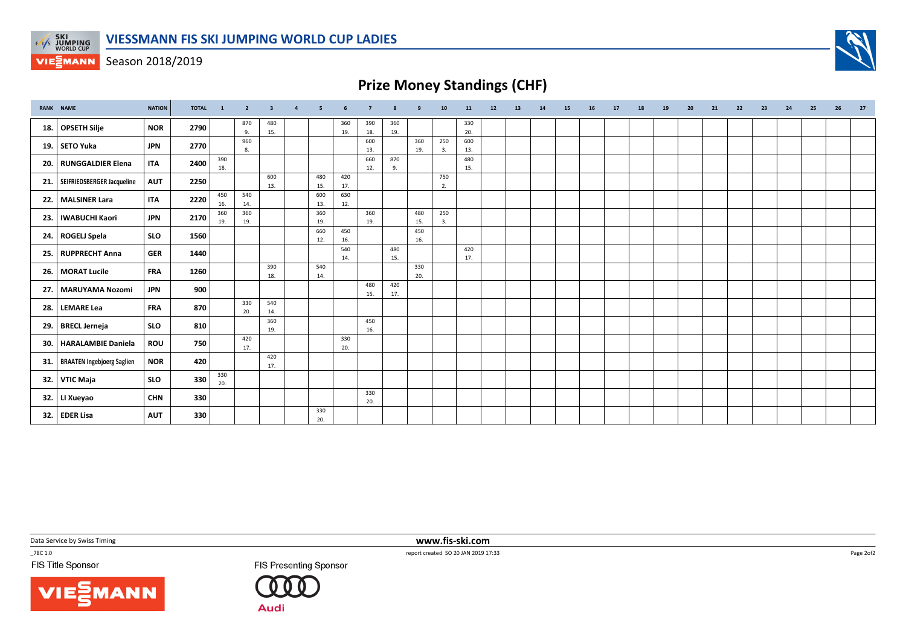# VIESSMANN FIS SKI JUMPING WORLD CUP LADIES

Season 2018/2019

## Prize Money Standings (CHF)

| RANK | NAME | NATION | TOTAL | 1 | 2 | 3 | 4 | 5 | 6 | 7 | 8 | 9 | 10 | 11 | 12 | 13 | 14 | 15 | 16 | 17 | 18 | 19 | 20 | 21 | 22 | 23 | 24 | 25 | 26 | 27 |
|---|---|---|---|---|---|---|---|---|---|---|---|---|---|---|---|---|---|---|---|---|---|---|---|---|---|---|---|---|---|---|
| 18. | OPSETH Silje | NOR | 2790 | | 870 9. | 480 15. | | | 360 19. | 390 18. | 360 19. | | | 330 20. | | | | | | | | | | | | | | | | |
| 19. | SETO Yuka | JPN | 2770 | | 960 8. | | | | | 600 13. | | 360 19. | 250 3. | 600 13. | | | | | | | | | | | | | | | | |
| 20. | RUNGGALDIER Elena | ITA | 2400 | 390 18. | | | | | | 660 12. | 870 9. | | | 480 15. | | | | | | | | | | | | | | | | |
| 21. | SEIFRIEDSBERGER Jacqueline | AUT | 2250 | | | 600 13. | | 480 15. | 420 17. | | | | 750 2. | | | | | | | | | | | | | | | | | |
| 22. | MALSINER Lara | ITA | 2220 | 450 16. | 540 14. | | | 600 13. | 630 12. | | | | | | | | | | | | | | | | | | | | | |
| 23. | IWABUCHI Kaori | JPN | 2170 | 360 19. | 360 19. | | | 360 19. | | 360 19. | | 480 15. | 250 3. | | | | | | | | | | | | | | | | | |
| 24. | ROGELJ Spela | SLO | 1560 | | | | | 660 12. | 450 16. | | | 450 16. | | | | | | | | | | | | | | | | | | |
| 25. | RUPPRECHT Anna | GER | 1440 | | | | | | 540 14. | | 480 15. | | | 420 17. | | | | | | | | | | | | | | | | |
| 26. | MORAT Lucile | FRA | 1260 | | | 390 18. | | 540 14. | | | | 330 20. | | | | | | | | | | | | | | | | | | |
| 27. | MARUYAMA Nozomi | JPN | 900 | | | | | | | 480 15. | 420 17. | | | | | | | | | | | | | | | | | | | |
| 28. | LEMARE Lea | FRA | 870 | | 330 20. | 540 14. | | | | | | | | | | | | | | | | | | | | | | | | |
| 29. | BRECL Jerneja | SLO | 810 | | | 360 19. | | | | 450 16. | | | | | | | | | | | | | | | | | | | | |
| 30. | HARALAMBIE Daniela | ROU | 750 | | 420 17. | | | | 330 20. | | | | | | | | | | | | | | | | | | | | | |
| 31. | BRAATEN Ingebjoerg Saglien | NOR | 420 | | | 420 17. | | | | | | | | | | | | | | | | | | | | | | | | |
| 32. | VTIC Maja | SLO | 330 | 330 20. | | | | | | | | | | | | | | | | | | | | | | | | | | |
| 32. | LI Xueyao | CHN | 330 | | | | | | | 330 20. | | | | | | | | | | | | | | | | | | | | |
| 32. | EDER Lisa | AUT | 330 | | | | | 330 20. | | | | | | | | | | | | | | | | | | | | | | |

Data Service by Swiss Timing

www.fis-ski.com

_78C 1.0

report created SO 20 JAN 2019 17:33

FIS Title Sponsor

FIS Presenting Sponsor